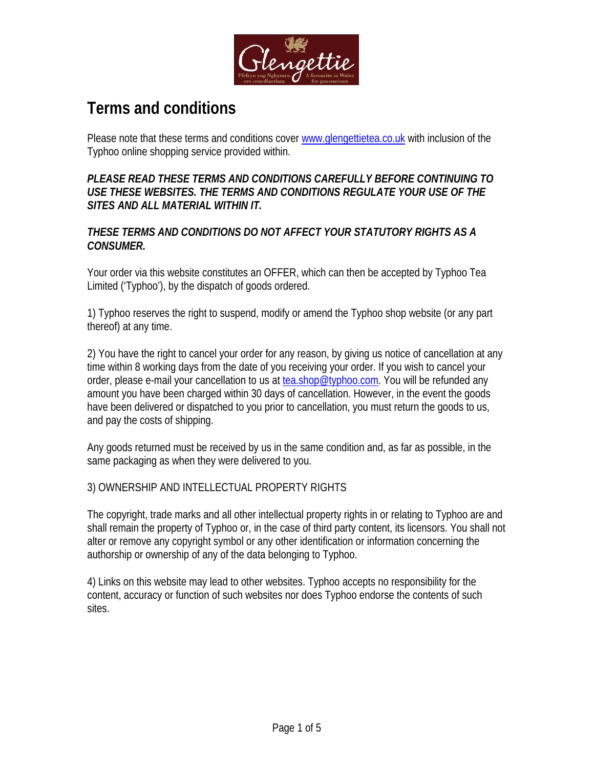# Terms and conditions

Please note that these terms and conditions cover www.glengettietea.co.uk with inclusion of the Typhoo online shopping service provided within.

***PLEASE READ THESE TERMS AND CONDITIONS CAREFULLY BEFORE CONTINUING TO USE THESE WEBSITES. THE TERMS AND CONDITIONS REGULATE YOUR USE OF THE SITES AND ALL MATERIAL WITHIN IT.***

***THESE TERMS AND CONDITIONS DO NOT AFFECT YOUR STATUTORY RIGHTS AS A CONSUMER.***

Your order via this website constitutes an OFFER, which can then be accepted by Typhoo Tea Limited ('Typhoo'), by the dispatch of goods ordered.

1) Typhoo reserves the right to suspend, modify or amend the Typhoo shop website (or any part thereof) at any time.

2) You have the right to cancel your order for any reason, by giving us notice of cancellation at any time within 8 working days from the date of you receiving your order. If you wish to cancel your order, please e-mail your cancellation to us at tea.shop@typhoo.com. You will be refunded any amount you have been charged within 30 days of cancellation. However, in the event the goods have been delivered or dispatched to you prior to cancellation, you must return the goods to us, and pay the costs of shipping.

Any goods returned must be received by us in the same condition and, as far as possible, in the same packaging as when they were delivered to you.

3) OWNERSHIP AND INTELLECTUAL PROPERTY RIGHTS

The copyright, trade marks and all other intellectual property rights in or relating to Typhoo are and shall remain the property of Typhoo or, in the case of third party content, its licensors. You shall not alter or remove any copyright symbol or any other identification or information concerning the authorship or ownership of any of the data belonging to Typhoo.

4) Links on this website may lead to other websites. Typhoo accepts no responsibility for the content, accuracy or function of such websites nor does Typhoo endorse the contents of such sites.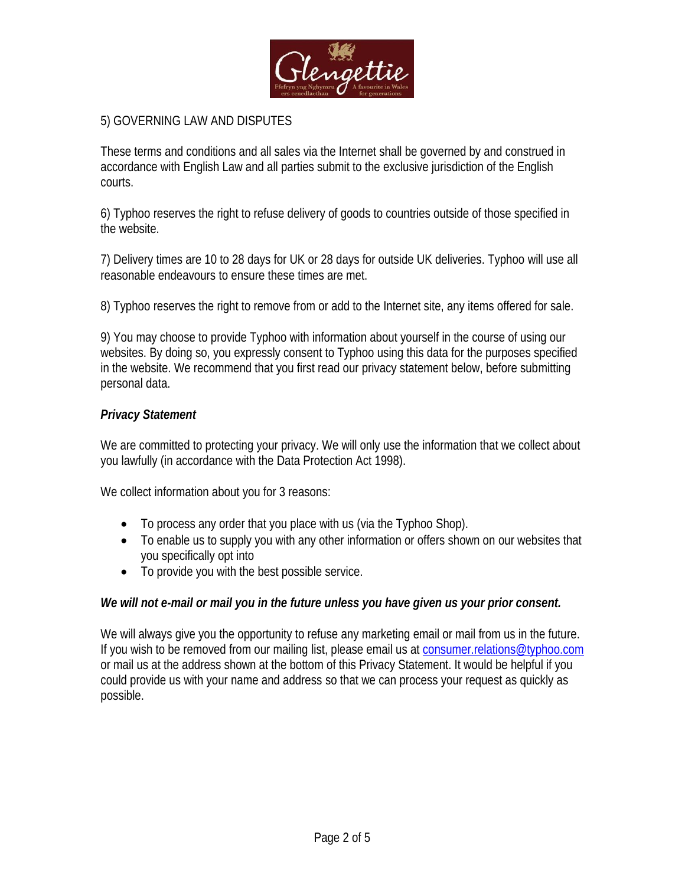5) GOVERNING LAW AND DISPUTES

These terms and conditions and all sales via the Internet shall be governed by and construed in accordance with English Law and all parties submit to the exclusive jurisdiction of the English courts.

6) Typhoo reserves the right to refuse delivery of goods to countries outside of those specified in the website.

7) Delivery times are 10 to 28 days for UK or 28 days for outside UK deliveries. Typhoo will use all reasonable endeavours to ensure these times are met.

8) Typhoo reserves the right to remove from or add to the Internet site, any items offered for sale.

9) You may choose to provide Typhoo with information about yourself in the course of using our websites. By doing so, you expressly consent to Typhoo using this data for the purposes specified in the website. We recommend that you first read our privacy statement below, before submitting personal data.

***Privacy Statement***

We are committed to protecting your privacy. We will only use the information that we collect about you lawfully (in accordance with the Data Protection Act 1998).

We collect information about you for 3 reasons:

- To process any order that you place with us (via the Typhoo Shop).
- To enable us to supply you with any other information or offers shown on our websites that you specifically opt into
- To provide you with the best possible service.

***We will not e-mail or mail you in the future unless you have given us your prior consent.***

We will always give you the opportunity to refuse any marketing email or mail from us in the future. If you wish to be removed from our mailing list, please email us at consumer.relations@typhoo.com or mail us at the address shown at the bottom of this Privacy Statement. It would be helpful if you could provide us with your name and address so that we can process your request as quickly as possible.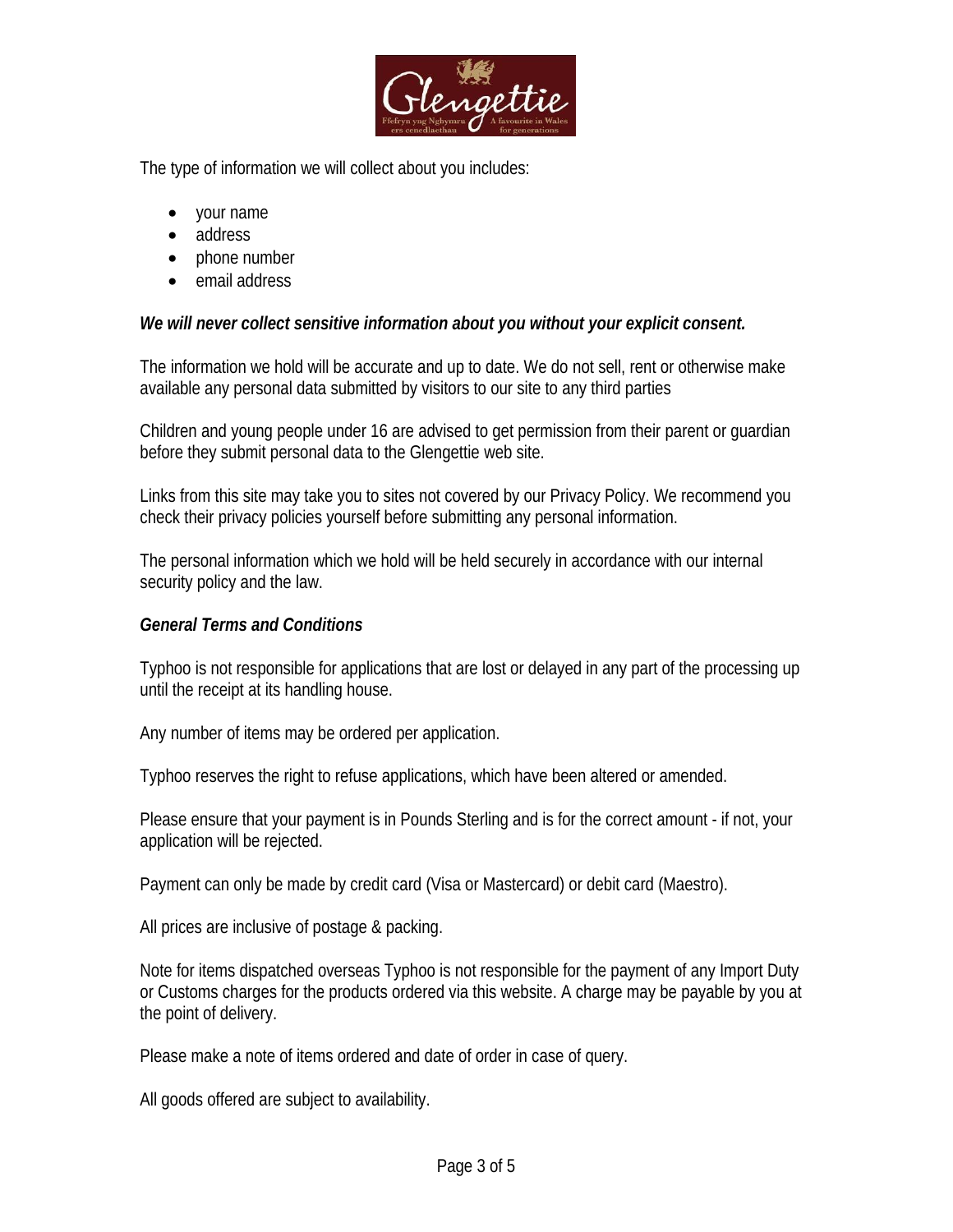The type of information we will collect about you includes:

- your name
- address
- phone number
- email address

***We will never collect sensitive information about you without your explicit consent.***

The information we hold will be accurate and up to date. We do not sell, rent or otherwise make available any personal data submitted by visitors to our site to any third parties

Children and young people under 16 are advised to get permission from their parent or guardian before they submit personal data to the Glengettie web site.

Links from this site may take you to sites not covered by our Privacy Policy. We recommend you check their privacy policies yourself before submitting any personal information.

The personal information which we hold will be held securely in accordance with our internal security policy and the law.

***General Terms and Conditions***

Typhoo is not responsible for applications that are lost or delayed in any part of the processing up until the receipt at its handling house.

Any number of items may be ordered per application.

Typhoo reserves the right to refuse applications, which have been altered or amended.

Please ensure that your payment is in Pounds Sterling and is for the correct amount - if not, your application will be rejected.

Payment can only be made by credit card (Visa or Mastercard) or debit card (Maestro).

All prices are inclusive of postage & packing.

Note for items dispatched overseas Typhoo is not responsible for the payment of any Import Duty or Customs charges for the products ordered via this website. A charge may be payable by you at the point of delivery.

Please make a note of items ordered and date of order in case of query.

All goods offered are subject to availability.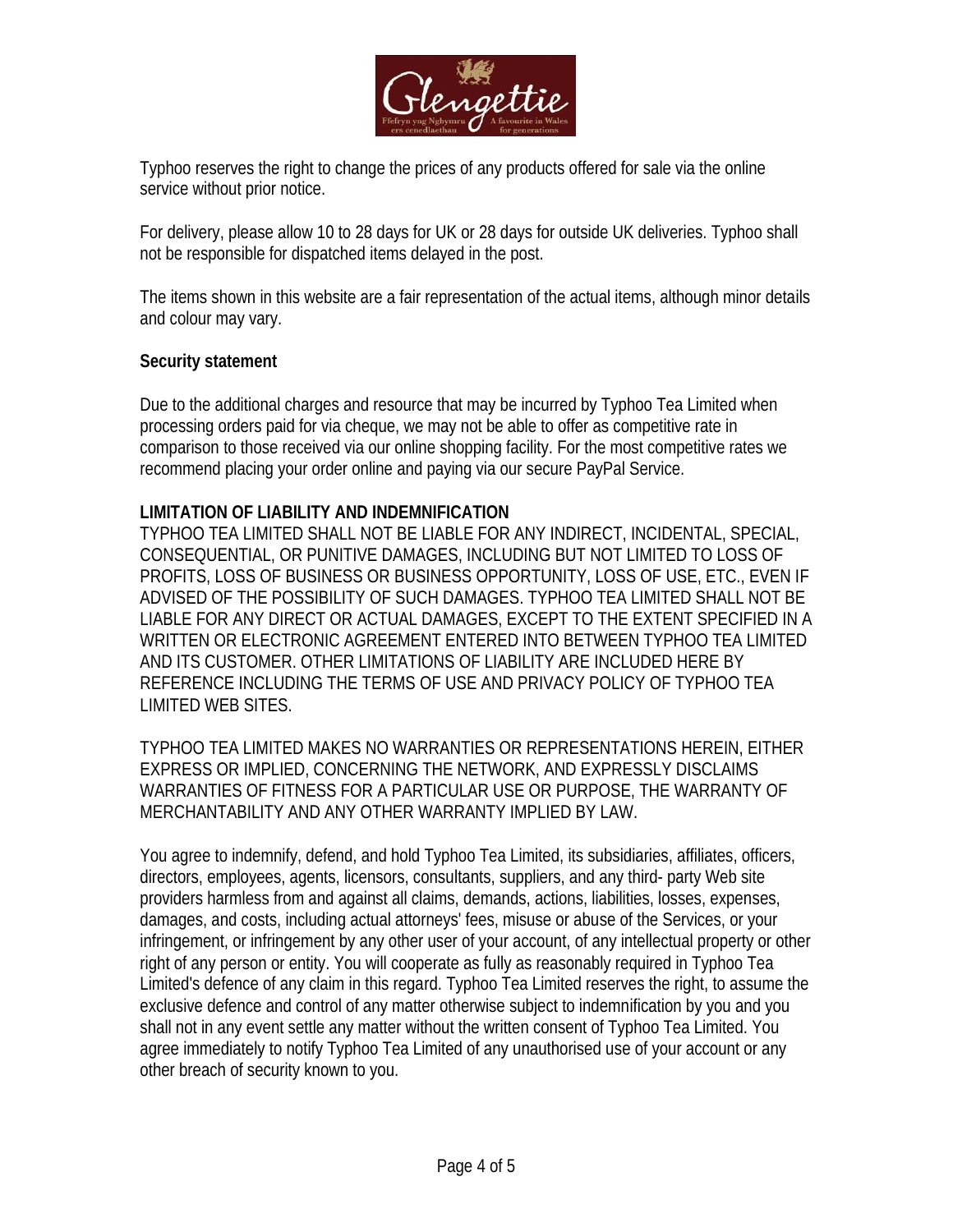Typhoo reserves the right to change the prices of any products offered for sale via the online service without prior notice.

For delivery, please allow 10 to 28 days for UK or 28 days for outside UK deliveries. Typhoo shall not be responsible for dispatched items delayed in the post.

The items shown in this website are a fair representation of the actual items, although minor details and colour may vary.

**Security statement**

Due to the additional charges and resource that may be incurred by Typhoo Tea Limited when processing orders paid for via cheque, we may not be able to offer as competitive rate in comparison to those received via our online shopping facility. For the most competitive rates we recommend placing your order online and paying via our secure PayPal Service.

**LIMITATION OF LIABILITY AND INDEMNIFICATION**

TYPHOO TEA LIMITED SHALL NOT BE LIABLE FOR ANY INDIRECT, INCIDENTAL, SPECIAL, CONSEQUENTIAL, OR PUNITIVE DAMAGES, INCLUDING BUT NOT LIMITED TO LOSS OF PROFITS, LOSS OF BUSINESS OR BUSINESS OPPORTUNITY, LOSS OF USE, ETC., EVEN IF ADVISED OF THE POSSIBILITY OF SUCH DAMAGES. TYPHOO TEA LIMITED SHALL NOT BE LIABLE FOR ANY DIRECT OR ACTUAL DAMAGES, EXCEPT TO THE EXTENT SPECIFIED IN A WRITTEN OR ELECTRONIC AGREEMENT ENTERED INTO BETWEEN TYPHOO TEA LIMITED AND ITS CUSTOMER. OTHER LIMITATIONS OF LIABILITY ARE INCLUDED HERE BY REFERENCE INCLUDING THE TERMS OF USE AND PRIVACY POLICY OF TYPHOO TEA LIMITED WEB SITES.

TYPHOO TEA LIMITED MAKES NO WARRANTIES OR REPRESENTATIONS HEREIN, EITHER EXPRESS OR IMPLIED, CONCERNING THE NETWORK, AND EXPRESSLY DISCLAIMS WARRANTIES OF FITNESS FOR A PARTICULAR USE OR PURPOSE, THE WARRANTY OF MERCHANTABILITY AND ANY OTHER WARRANTY IMPLIED BY LAW.

You agree to indemnify, defend, and hold Typhoo Tea Limited, its subsidiaries, affiliates, officers, directors, employees, agents, licensors, consultants, suppliers, and any third- party Web site providers harmless from and against all claims, demands, actions, liabilities, losses, expenses, damages, and costs, including actual attorneys' fees, misuse or abuse of the Services, or your infringement, or infringement by any other user of your account, of any intellectual property or other right of any person or entity. You will cooperate as fully as reasonably required in Typhoo Tea Limited's defence of any claim in this regard. Typhoo Tea Limited reserves the right, to assume the exclusive defence and control of any matter otherwise subject to indemnification by you and you shall not in any event settle any matter without the written consent of Typhoo Tea Limited. You agree immediately to notify Typhoo Tea Limited of any unauthorised use of your account or any other breach of security known to you.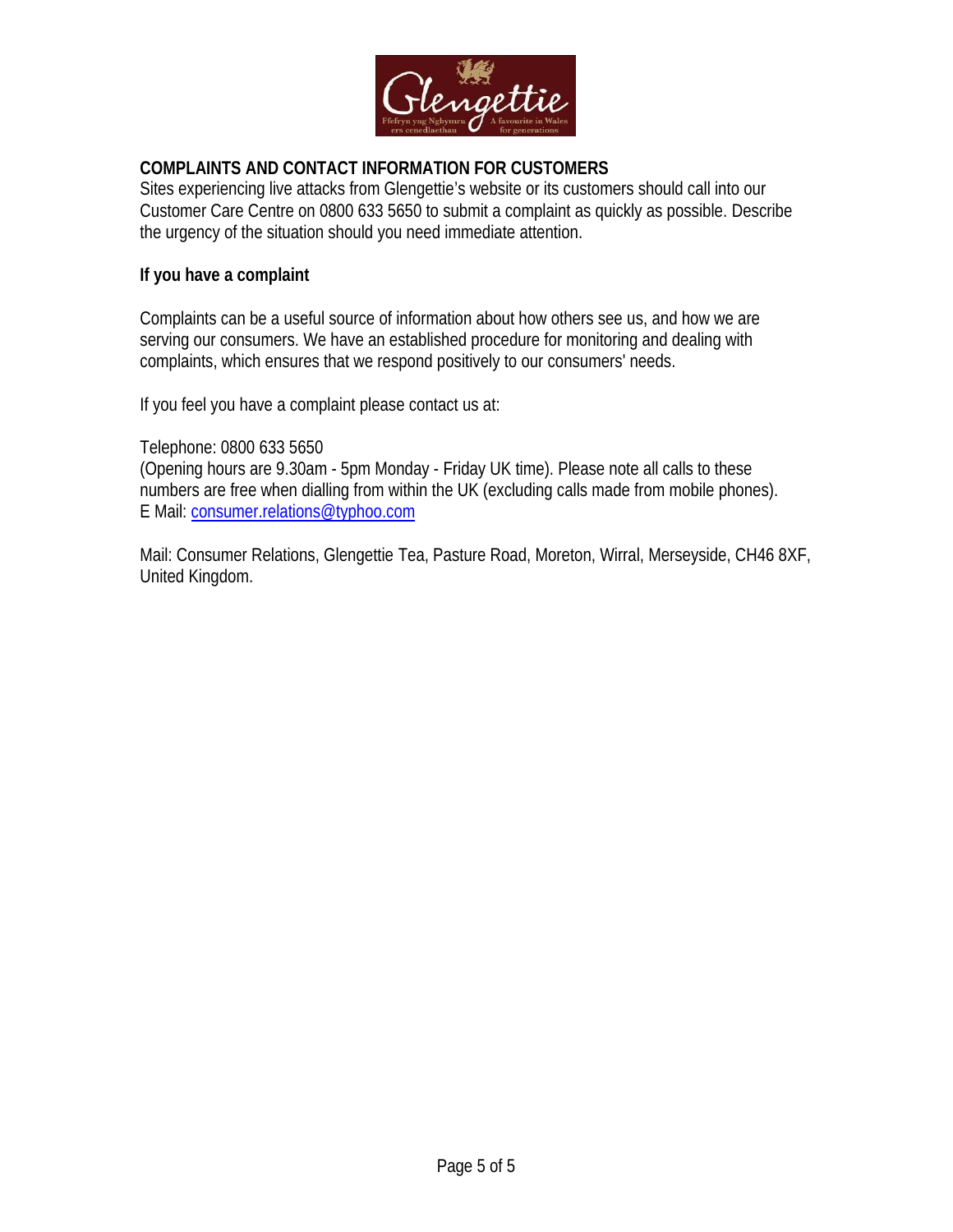## COMPLAINTS AND CONTACT INFORMATION FOR CUSTOMERS

Sites experiencing live attacks from Glengettie's website or its customers should call into our Customer Care Centre on 0800 633 5650 to submit a complaint as quickly as possible. Describe the urgency of the situation should you need immediate attention.

### If you have a complaint

Complaints can be a useful source of information about how others see us, and how we are serving our consumers. We have an established procedure for monitoring and dealing with complaints, which ensures that we respond positively to our consumers' needs.

If you feel you have a complaint please contact us at:

Telephone: 0800 633 5650
(Opening hours are 9.30am - 5pm Monday - Friday UK time). Please note all calls to these numbers are free when dialling from within the UK (excluding calls made from mobile phones).
E Mail: consumer.relations@typhoo.com

Mail: Consumer Relations, Glengettie Tea, Pasture Road, Moreton, Wirral, Merseyside, CH46 8XF, United Kingdom.